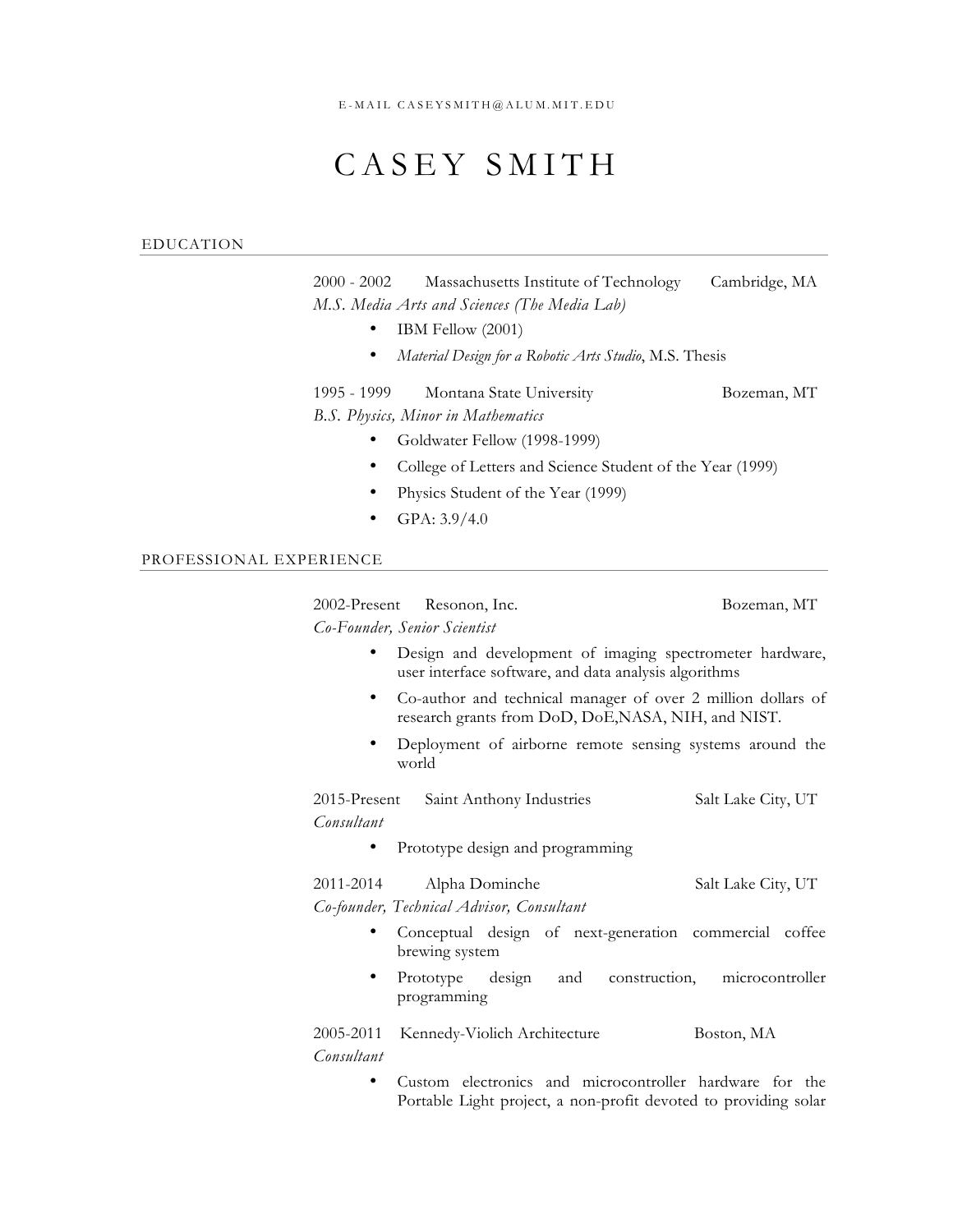E-MAIL CASEYSMITH@ALUM.MIT.EDU

# CASEY SMITH

## EDUCATION

2000 - 2002 Massachusetts Institute of Technology Cambridge, MA
*M.S. Media Arts and Sciences (The Media Lab)*

- IBM Fellow (2001)
- *Material Design for a Robotic Arts Studio*, M.S. Thesis

1995 - 1999 Montana State University Bozeman, MT
*B.S. Physics, Minor in Mathematics*

- Goldwater Fellow (1998-1999)
- College of Letters and Science Student of the Year (1999)
- Physics Student of the Year (1999)
- GPA: 3.9/4.0

## PROFESSIONAL EXPERIENCE

2002-Present Resonon, Inc. Bozeman, MT
*Co-Founder, Senior Scientist*

- Design and development of imaging spectrometer hardware, user interface software, and data analysis algorithms
- Co-author and technical manager of over 2 million dollars of research grants from DoD, DoE,NASA, NIH, and NIST.
- Deployment of airborne remote sensing systems around the world

2015-Present Saint Anthony Industries Salt Lake City, UT
*Consultant*

- Prototype design and programming

2011-2014 Alpha Dominche Salt Lake City, UT
*Co-founder, Technical Advisor, Consultant*

- Conceptual design of next-generation commercial coffee brewing system
- Prototype design and construction, microcontroller programming

2005-2011 Kennedy-Violich Architecture Boston, MA
*Consultant*

- Custom electronics and microcontroller hardware for the Portable Light project, a non-profit devoted to providing solar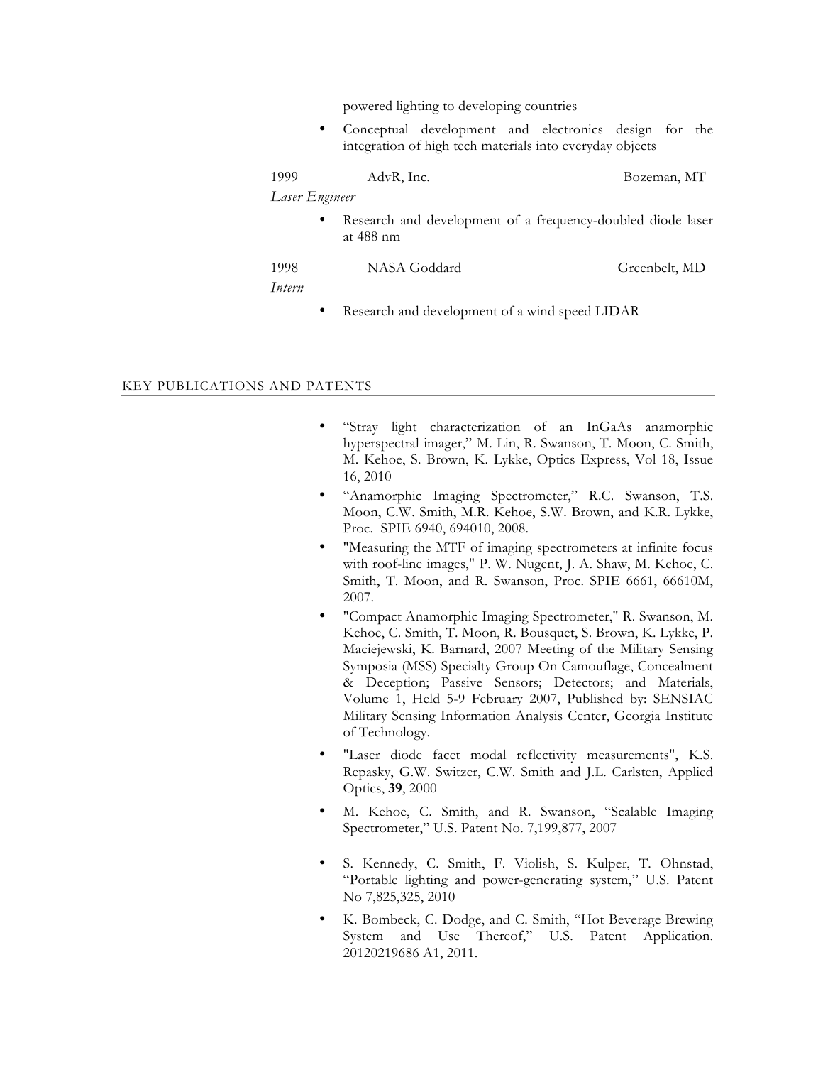powered lighting to developing countries

- Conceptual development and electronics design for the integration of high tech materials into everyday objects

1999 AdvR, Inc. Bozeman, MT

*Laser Engineer*

- Research and development of a frequency-doubled diode laser at 488 nm

1998 NASA Goddard Greenbelt, MD

*Intern*

- Research and development of a wind speed LIDAR

## KEY PUBLICATIONS AND PATENTS

- "Stray light characterization of an InGaAs anamorphic hyperspectral imager," M. Lin, R. Swanson, T. Moon, C. Smith, M. Kehoe, S. Brown, K. Lykke, Optics Express, Vol 18, Issue 16, 2010
- "Anamorphic Imaging Spectrometer," R.C. Swanson, T.S. Moon, C.W. Smith, M.R. Kehoe, S.W. Brown, and K.R. Lykke, Proc. SPIE 6940, 694010, 2008.
- "Measuring the MTF of imaging spectrometers at infinite focus with roof-line images," P. W. Nugent, J. A. Shaw, M. Kehoe, C. Smith, T. Moon, and R. Swanson, Proc. SPIE 6661, 66610M, 2007.
- "Compact Anamorphic Imaging Spectrometer," R. Swanson, M. Kehoe, C. Smith, T. Moon, R. Bousquet, S. Brown, K. Lykke, P. Maciejewski, K. Barnard, 2007 Meeting of the Military Sensing Symposia (MSS) Specialty Group On Camouflage, Concealment & Deception; Passive Sensors; Detectors; and Materials, Volume 1, Held 5-9 February 2007, Published by: SENSIAC Military Sensing Information Analysis Center, Georgia Institute of Technology.
- "Laser diode facet modal reflectivity measurements", K.S. Repasky, G.W. Switzer, C.W. Smith and J.L. Carlsten, Applied Optics, **39**, 2000
- M. Kehoe, C. Smith, and R. Swanson, "Scalable Imaging Spectrometer," U.S. Patent No. 7,199,877, 2007
- S. Kennedy, C. Smith, F. Violish, S. Kulper, T. Ohnstad, "Portable lighting and power-generating system," U.S. Patent No 7,825,325, 2010
- K. Bombeck, C. Dodge, and C. Smith, "Hot Beverage Brewing System and Use Thereof," U.S. Patent Application. 20120219686 A1, 2011.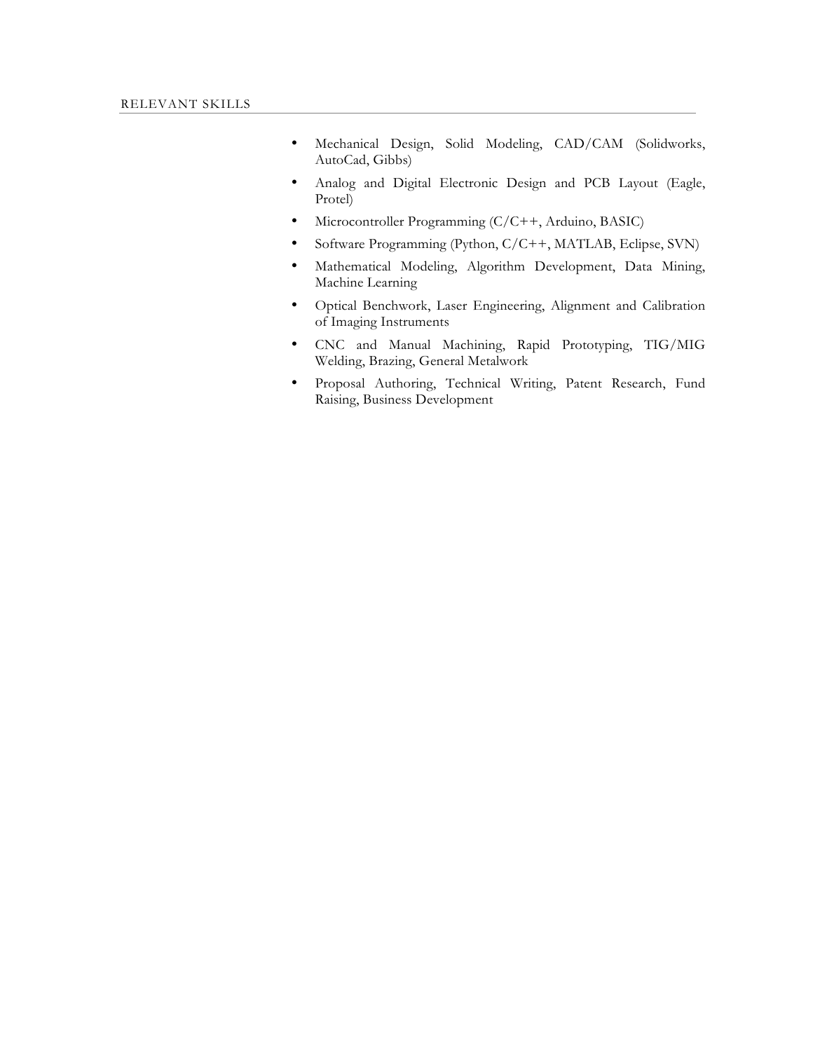## RELEVANT SKILLS

- Mechanical Design, Solid Modeling, CAD/CAM (Solidworks, AutoCad, Gibbs)
- Analog and Digital Electronic Design and PCB Layout (Eagle, Protel)
- Microcontroller Programming (C/C++, Arduino, BASIC)
- Software Programming (Python, C/C++, MATLAB, Eclipse, SVN)
- Mathematical Modeling, Algorithm Development, Data Mining, Machine Learning
- Optical Benchwork, Laser Engineering, Alignment and Calibration of Imaging Instruments
- CNC and Manual Machining, Rapid Prototyping, TIG/MIG Welding, Brazing, General Metalwork
- Proposal Authoring, Technical Writing, Patent Research, Fund Raising, Business Development